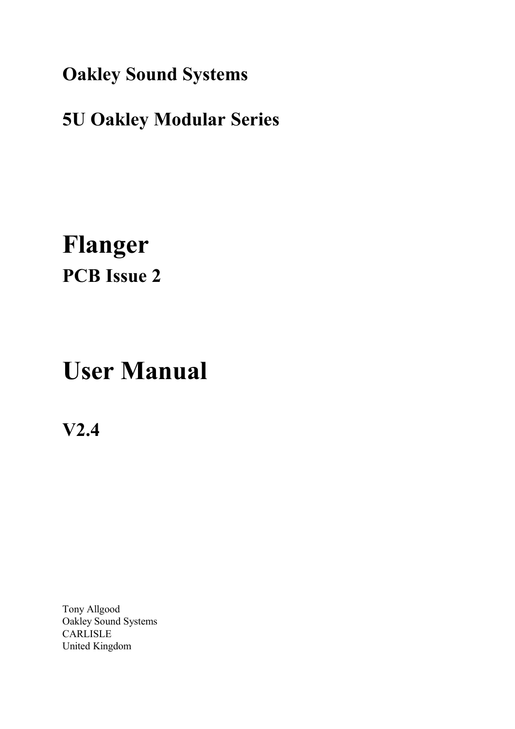**Oakley Sound Systems**

**5U Oakley Modular Series**

# Flanger

## PCB Issue 2

# User Manual

## V2.4

Tony Allgood
Oakley Sound Systems
CARLISLE
United Kingdom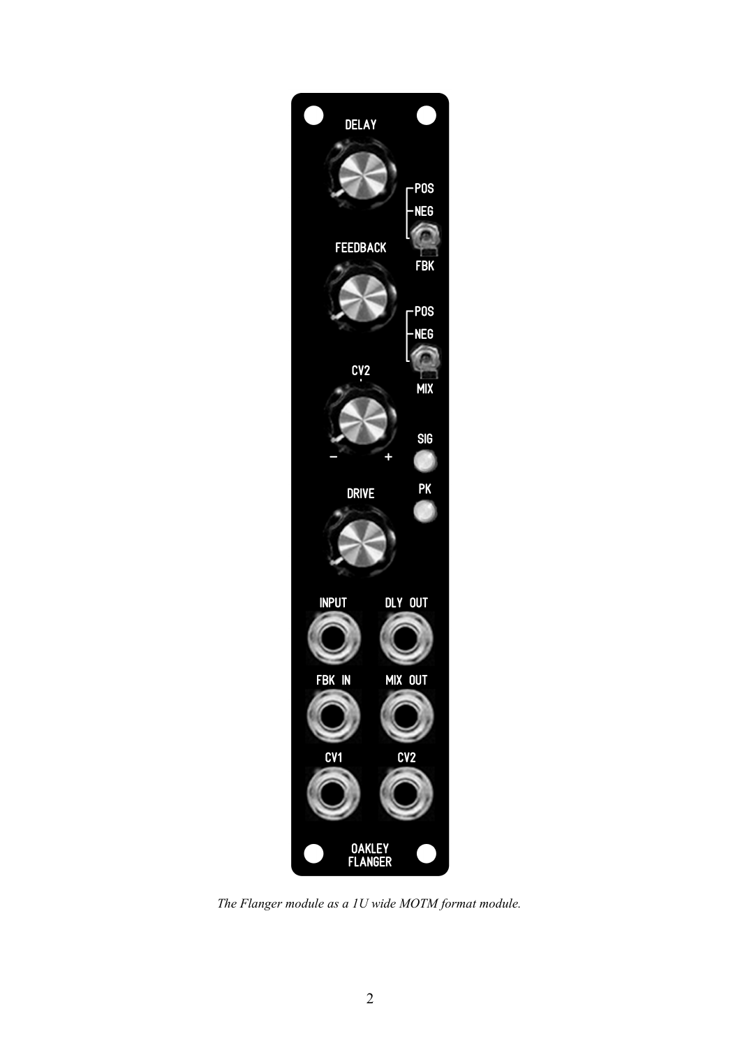*The Flanger module as a 1U wide MOTM format module.*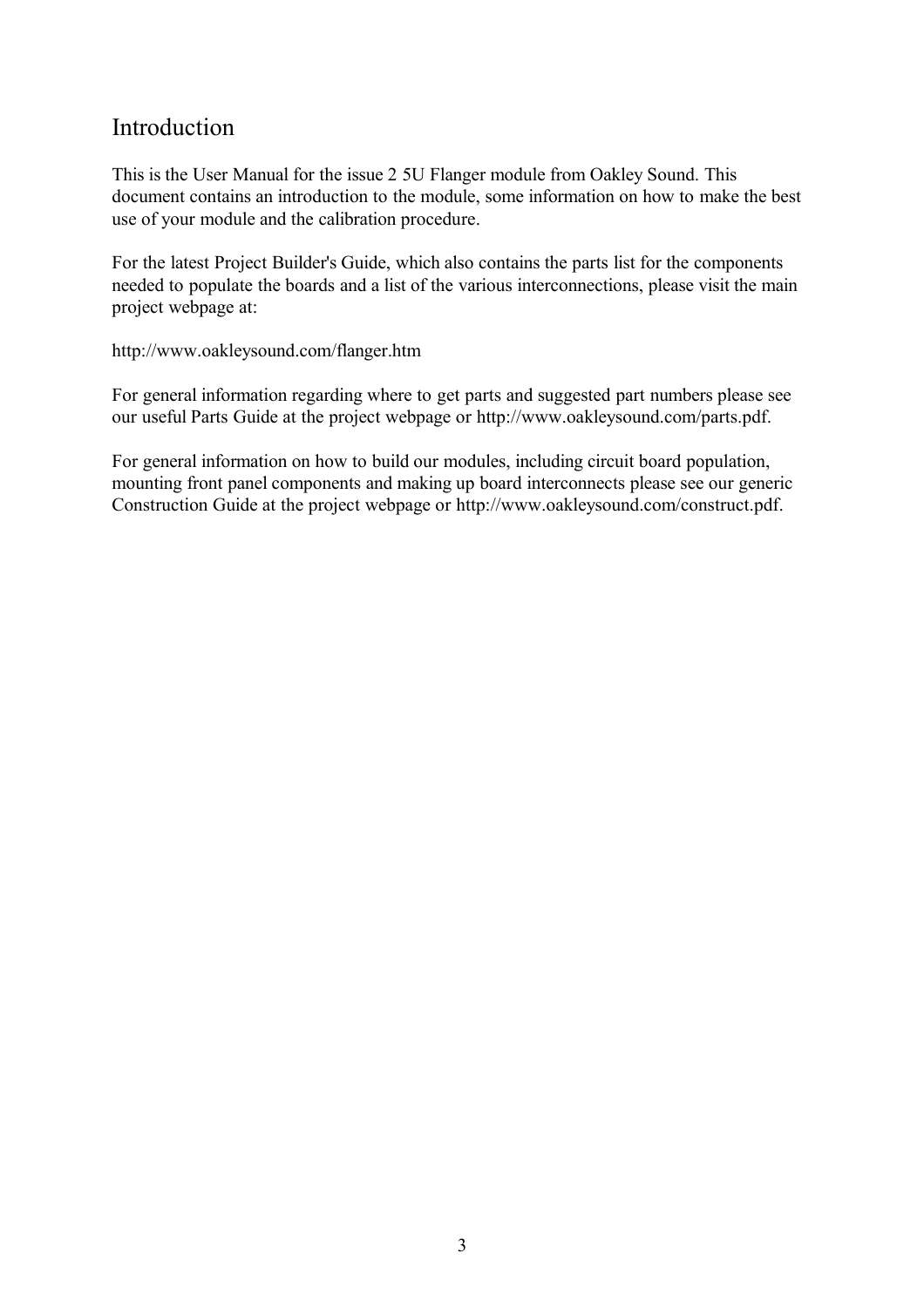# Introduction

This is the User Manual for the issue 2 5U Flanger module from Oakley Sound. This document contains an introduction to the module, some information on how to make the best use of your module and the calibration procedure.

For the latest Project Builder's Guide, which also contains the parts list for the components needed to populate the boards and a list of the various interconnections, please visit the main project webpage at:

http://www.oakleysound.com/flanger.htm

For general information regarding where to get parts and suggested part numbers please see our useful Parts Guide at the project webpage or http://www.oakleysound.com/parts.pdf.

For general information on how to build our modules, including circuit board population, mounting front panel components and making up board interconnects please see our generic Construction Guide at the project webpage or http://www.oakleysound.com/construct.pdf.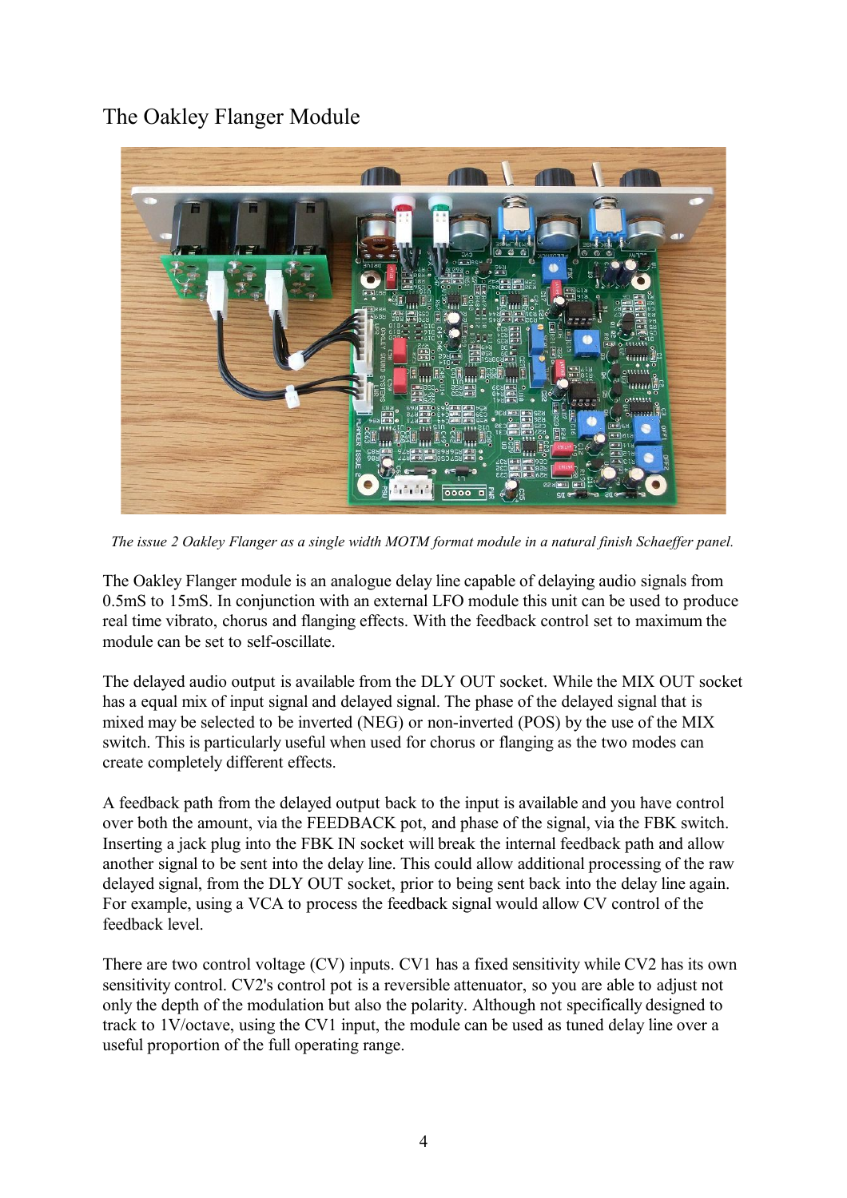# The Oakley Flanger Module

*The issue 2 Oakley Flanger as a single width MOTM format module in a natural finish Schaeffer panel.*

The Oakley Flanger module is an analogue delay line capable of delaying audio signals from 0.5mS to 15mS. In conjunction with an external LFO module this unit can be used to produce real time vibrato, chorus and flanging effects. With the feedback control set to maximum the module can be set to self-oscillate.

The delayed audio output is available from the DLY OUT socket. While the MIX OUT socket has a equal mix of input signal and delayed signal. The phase of the delayed signal that is mixed may be selected to be inverted (NEG) or non-inverted (POS) by the use of the MIX switch. This is particularly useful when used for chorus or flanging as the two modes can create completely different effects.

A feedback path from the delayed output back to the input is available and you have control over both the amount, via the FEEDBACK pot, and phase of the signal, via the FBK switch. Inserting a jack plug into the FBK IN socket will break the internal feedback path and allow another signal to be sent into the delay line. This could allow additional processing of the raw delayed signal, from the DLY OUT socket, prior to being sent back into the delay line again. For example, using a VCA to process the feedback signal would allow CV control of the feedback level.

There are two control voltage (CV) inputs. CV1 has a fixed sensitivity while CV2 has its own sensitivity control. CV2's control pot is a reversible attenuator, so you are able to adjust not only the depth of the modulation but also the polarity. Although not specifically designed to track to 1V/octave, using the CV1 input, the module can be used as tuned delay line over a useful proportion of the full operating range.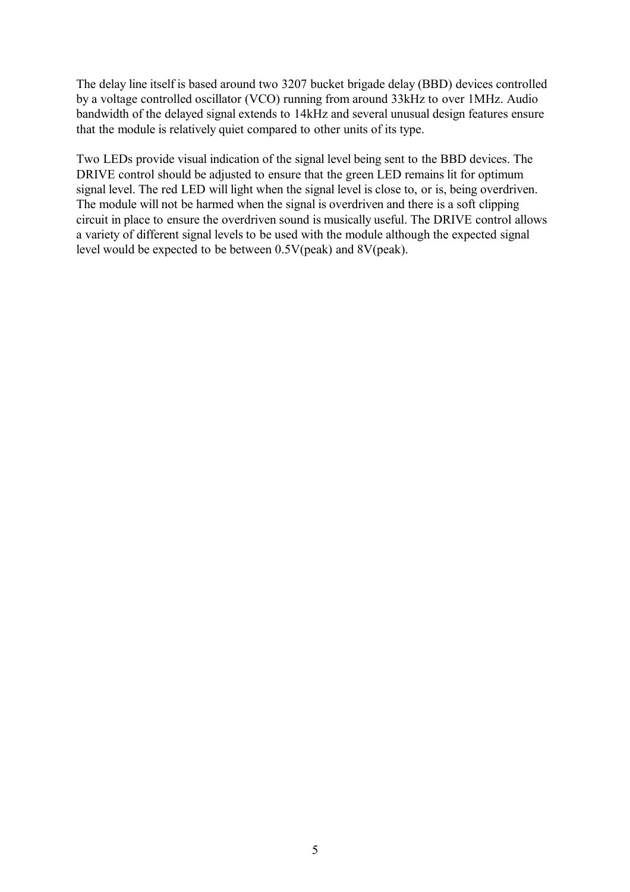The delay line itself is based around two 3207 bucket brigade delay (BBD) devices controlled by a voltage controlled oscillator (VCO) running from around 33kHz to over 1MHz. Audio bandwidth of the delayed signal extends to 14kHz and several unusual design features ensure that the module is relatively quiet compared to other units of its type.

Two LEDs provide visual indication of the signal level being sent to the BBD devices. The DRIVE control should be adjusted to ensure that the green LED remains lit for optimum signal level. The red LED will light when the signal level is close to, or is, being overdriven. The module will not be harmed when the signal is overdriven and there is a soft clipping circuit in place to ensure the overdriven sound is musically useful. The DRIVE control allows a variety of different signal levels to be used with the module although the expected signal level would be expected to be between 0.5V(peak) and 8V(peak).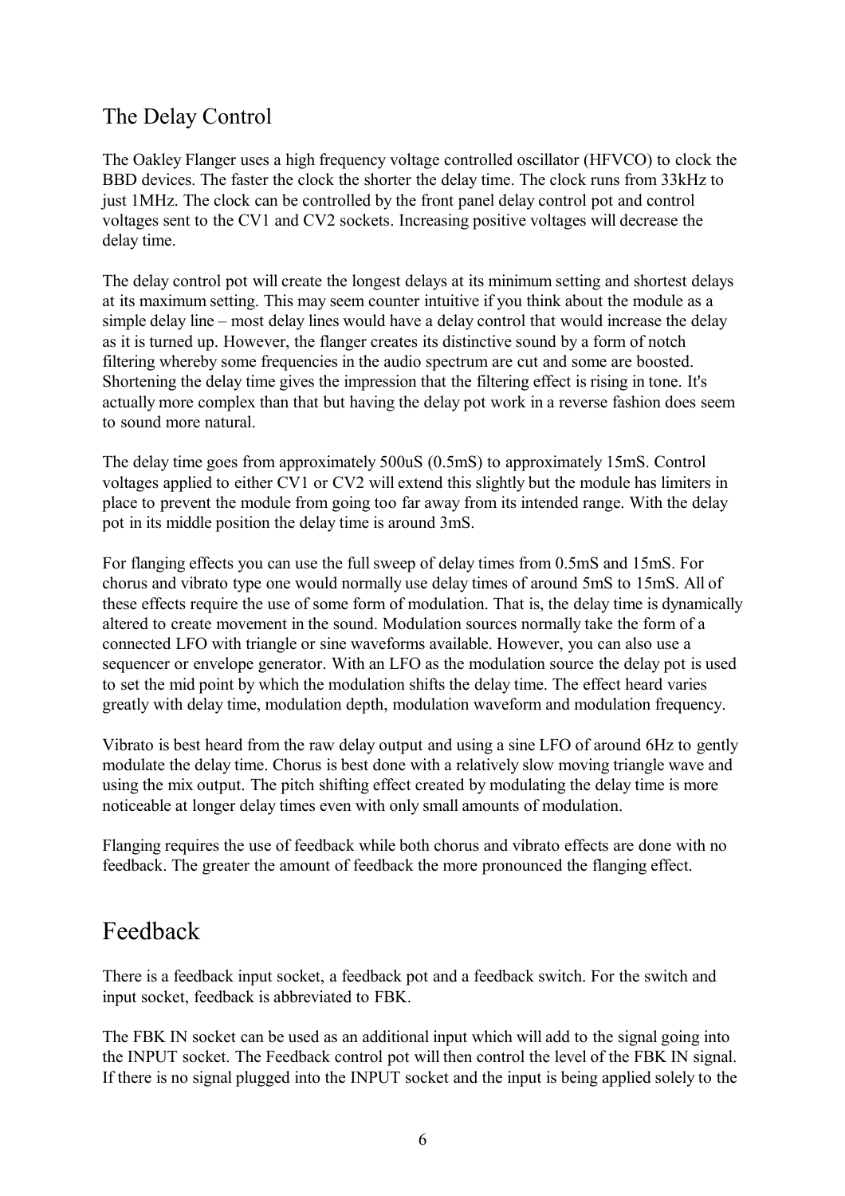## The Delay Control

The Oakley Flanger uses a high frequency voltage controlled oscillator (HFVCO) to clock the BBD devices. The faster the clock the shorter the delay time. The clock runs from 33kHz to just 1MHz. The clock can be controlled by the front panel delay control pot and control voltages sent to the CV1 and CV2 sockets. Increasing positive voltages will decrease the delay time.

The delay control pot will create the longest delays at its minimum setting and shortest delays at its maximum setting. This may seem counter intuitive if you think about the module as a simple delay line – most delay lines would have a delay control that would increase the delay as it is turned up. However, the flanger creates its distinctive sound by a form of notch filtering whereby some frequencies in the audio spectrum are cut and some are boosted. Shortening the delay time gives the impression that the filtering effect is rising in tone. It's actually more complex than that but having the delay pot work in a reverse fashion does seem to sound more natural.

The delay time goes from approximately 500uS (0.5mS) to approximately 15mS. Control voltages applied to either CV1 or CV2 will extend this slightly but the module has limiters in place to prevent the module from going too far away from its intended range. With the delay pot in its middle position the delay time is around 3mS.

For flanging effects you can use the full sweep of delay times from 0.5mS and 15mS. For chorus and vibrato type one would normally use delay times of around 5mS to 15mS. All of these effects require the use of some form of modulation. That is, the delay time is dynamically altered to create movement in the sound. Modulation sources normally take the form of a connected LFO with triangle or sine waveforms available. However, you can also use a sequencer or envelope generator. With an LFO as the modulation source the delay pot is used to set the mid point by which the modulation shifts the delay time. The effect heard varies greatly with delay time, modulation depth, modulation waveform and modulation frequency.

Vibrato is best heard from the raw delay output and using a sine LFO of around 6Hz to gently modulate the delay time. Chorus is best done with a relatively slow moving triangle wave and using the mix output. The pitch shifting effect created by modulating the delay time is more noticeable at longer delay times even with only small amounts of modulation.

Flanging requires the use of feedback while both chorus and vibrato effects are done with no feedback. The greater the amount of feedback the more pronounced the flanging effect.

## Feedback

There is a feedback input socket, a feedback pot and a feedback switch. For the switch and input socket, feedback is abbreviated to FBK.

The FBK IN socket can be used as an additional input which will add to the signal going into the INPUT socket. The Feedback control pot will then control the level of the FBK IN signal. If there is no signal plugged into the INPUT socket and the input is being applied solely to the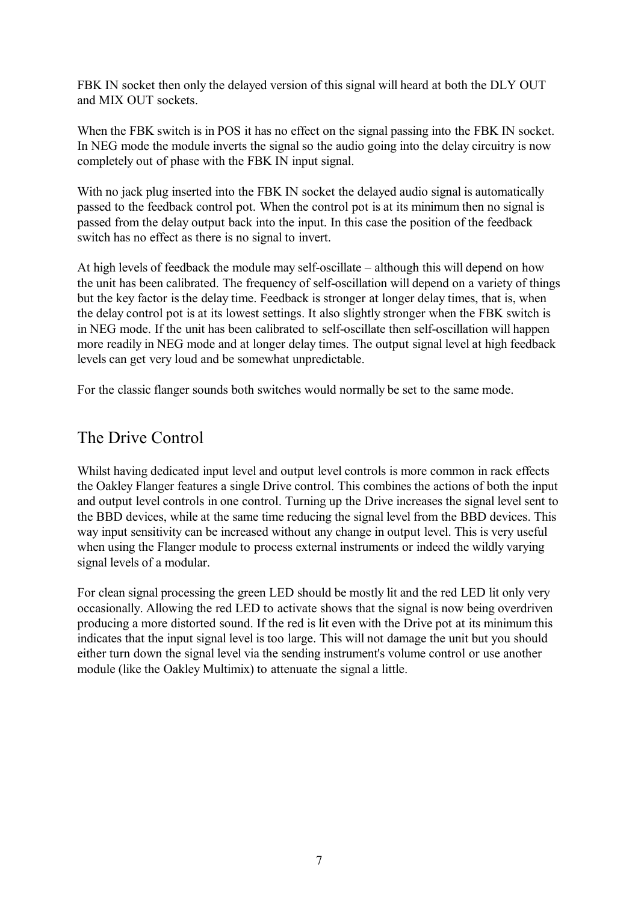FBK IN socket then only the delayed version of this signal will heard at both the DLY OUT and MIX OUT sockets.

When the FBK switch is in POS it has no effect on the signal passing into the FBK IN socket. In NEG mode the module inverts the signal so the audio going into the delay circuitry is now completely out of phase with the FBK IN input signal.

With no jack plug inserted into the FBK IN socket the delayed audio signal is automatically passed to the feedback control pot. When the control pot is at its minimum then no signal is passed from the delay output back into the input. In this case the position of the feedback switch has no effect as there is no signal to invert.

At high levels of feedback the module may self-oscillate – although this will depend on how the unit has been calibrated. The frequency of self-oscillation will depend on a variety of things but the key factor is the delay time. Feedback is stronger at longer delay times, that is, when the delay control pot is at its lowest settings. It also slightly stronger when the FBK switch is in NEG mode. If the unit has been calibrated to self-oscillate then self-oscillation will happen more readily in NEG mode and at longer delay times. The output signal level at high feedback levels can get very loud and be somewhat unpredictable.

For the classic flanger sounds both switches would normally be set to the same mode.

## The Drive Control

Whilst having dedicated input level and output level controls is more common in rack effects the Oakley Flanger features a single Drive control. This combines the actions of both the input and output level controls in one control. Turning up the Drive increases the signal level sent to the BBD devices, while at the same time reducing the signal level from the BBD devices. This way input sensitivity can be increased without any change in output level. This is very useful when using the Flanger module to process external instruments or indeed the wildly varying signal levels of a modular.

For clean signal processing the green LED should be mostly lit and the red LED lit only very occasionally. Allowing the red LED to activate shows that the signal is now being overdriven producing a more distorted sound. If the red is lit even with the Drive pot at its minimum this indicates that the input signal level is too large. This will not damage the unit but you should either turn down the signal level via the sending instrument's volume control or use another module (like the Oakley Multimix) to attenuate the signal a little.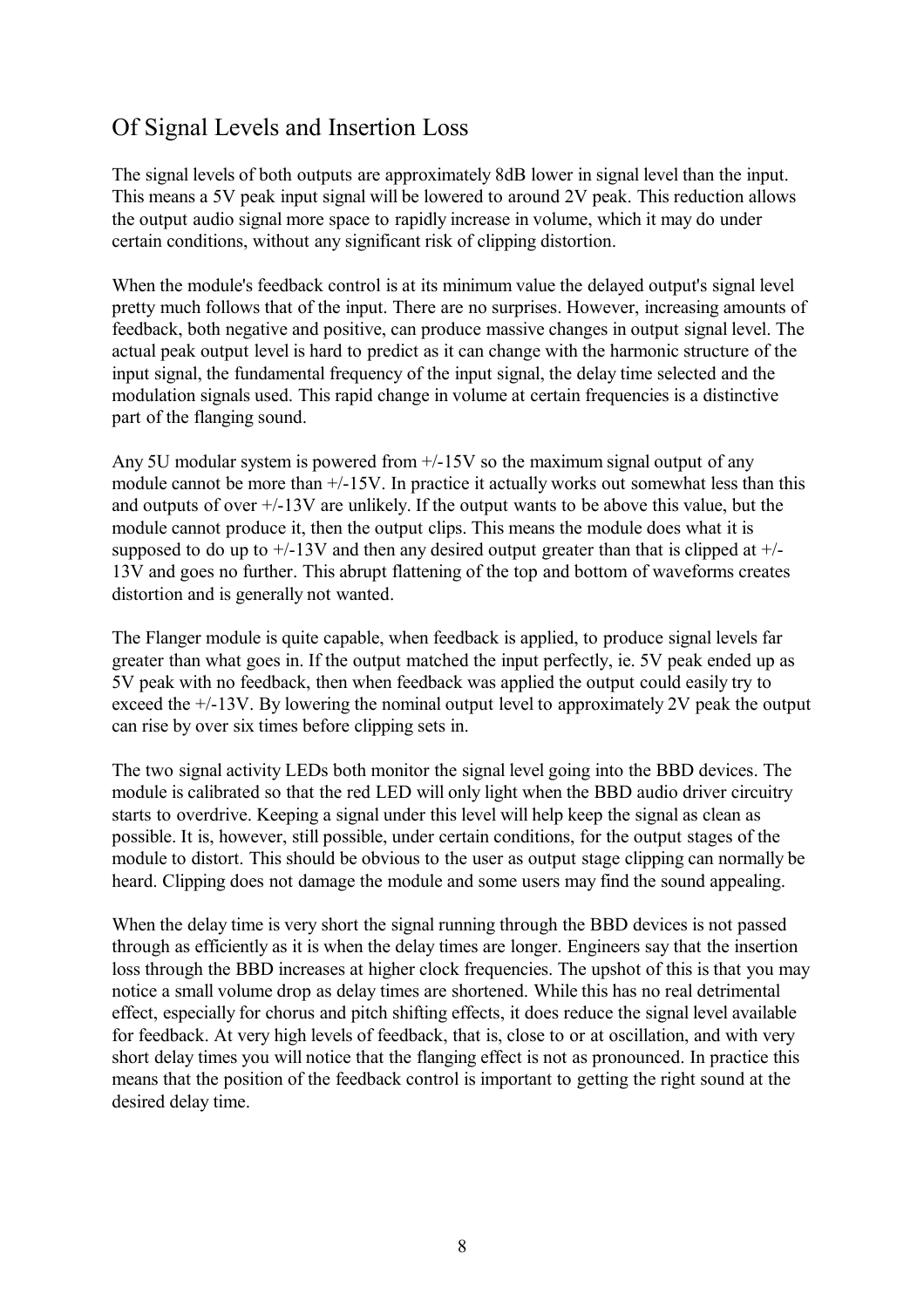## Of Signal Levels and Insertion Loss

The signal levels of both outputs are approximately 8dB lower in signal level than the input. This means a 5V peak input signal will be lowered to around 2V peak. This reduction allows the output audio signal more space to rapidly increase in volume, which it may do under certain conditions, without any significant risk of clipping distortion.

When the module's feedback control is at its minimum value the delayed output's signal level pretty much follows that of the input. There are no surprises. However, increasing amounts of feedback, both negative and positive, can produce massive changes in output signal level. The actual peak output level is hard to predict as it can change with the harmonic structure of the input signal, the fundamental frequency of the input signal, the delay time selected and the modulation signals used. This rapid change in volume at certain frequencies is a distinctive part of the flanging sound.

Any 5U modular system is powered from +/-15V so the maximum signal output of any module cannot be more than +/-15V. In practice it actually works out somewhat less than this and outputs of over +/-13V are unlikely. If the output wants to be above this value, but the module cannot produce it, then the output clips. This means the module does what it is supposed to do up to +/-13V and then any desired output greater than that is clipped at +/-13V and goes no further. This abrupt flattening of the top and bottom of waveforms creates distortion and is generally not wanted.

The Flanger module is quite capable, when feedback is applied, to produce signal levels far greater than what goes in. If the output matched the input perfectly, ie. 5V peak ended up as 5V peak with no feedback, then when feedback was applied the output could easily try to exceed the +/-13V. By lowering the nominal output level to approximately 2V peak the output can rise by over six times before clipping sets in.

The two signal activity LEDs both monitor the signal level going into the BBD devices. The module is calibrated so that the red LED will only light when the BBD audio driver circuitry starts to overdrive. Keeping a signal under this level will help keep the signal as clean as possible. It is, however, still possible, under certain conditions, for the output stages of the module to distort. This should be obvious to the user as output stage clipping can normally be heard. Clipping does not damage the module and some users may find the sound appealing.

When the delay time is very short the signal running through the BBD devices is not passed through as efficiently as it is when the delay times are longer. Engineers say that the insertion loss through the BBD increases at higher clock frequencies. The upshot of this is that you may notice a small volume drop as delay times are shortened. While this has no real detrimental effect, especially for chorus and pitch shifting effects, it does reduce the signal level available for feedback. At very high levels of feedback, that is, close to or at oscillation, and with very short delay times you will notice that the flanging effect is not as pronounced. In practice this means that the position of the feedback control is important to getting the right sound at the desired delay time.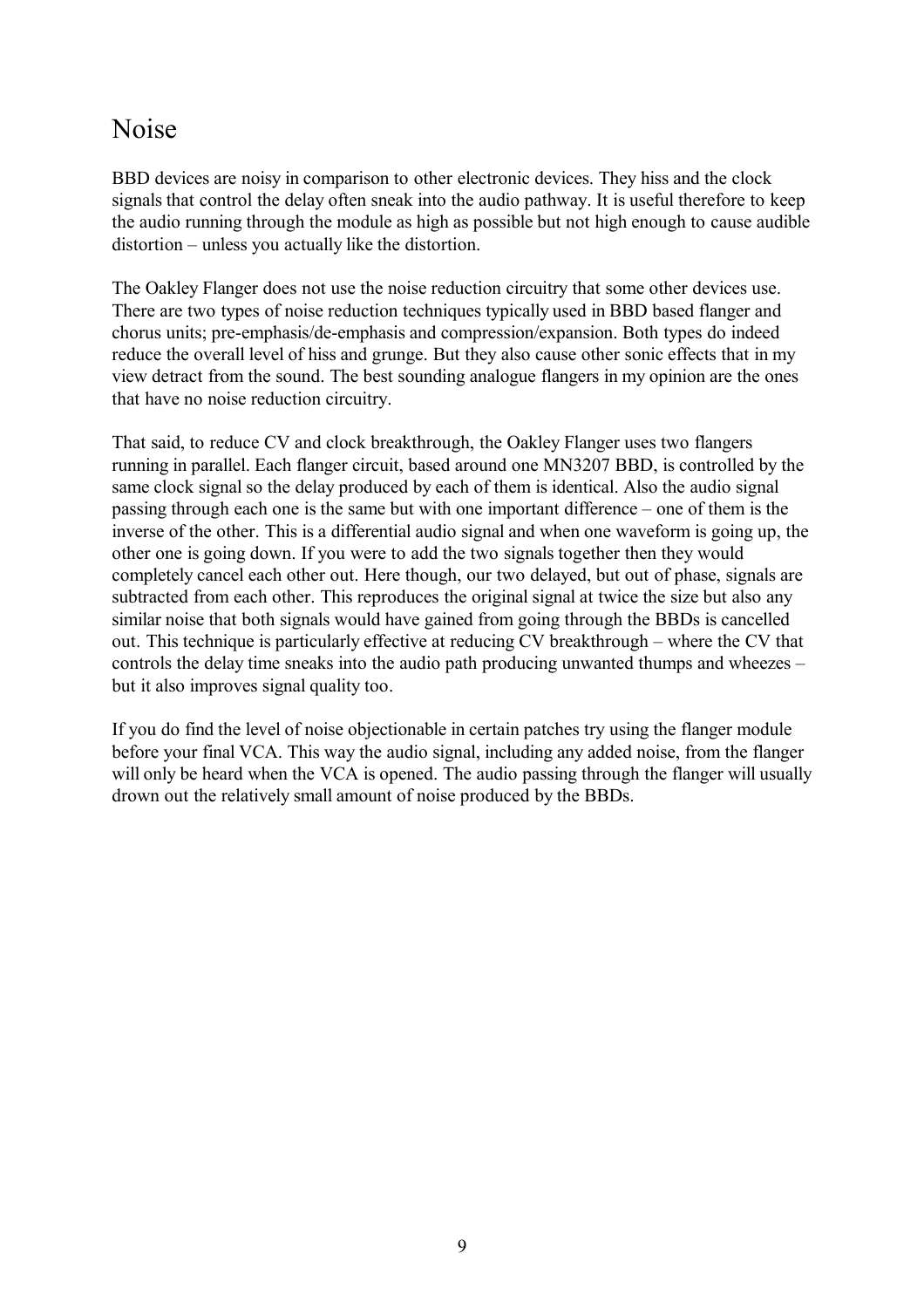# Noise

BBD devices are noisy in comparison to other electronic devices. They hiss and the clock signals that control the delay often sneak into the audio pathway. It is useful therefore to keep the audio running through the module as high as possible but not high enough to cause audible distortion – unless you actually like the distortion.

The Oakley Flanger does not use the noise reduction circuitry that some other devices use. There are two types of noise reduction techniques typically used in BBD based flanger and chorus units; pre-emphasis/de-emphasis and compression/expansion. Both types do indeed reduce the overall level of hiss and grunge. But they also cause other sonic effects that in my view detract from the sound. The best sounding analogue flangers in my opinion are the ones that have no noise reduction circuitry.

That said, to reduce CV and clock breakthrough, the Oakley Flanger uses two flangers running in parallel. Each flanger circuit, based around one MN3207 BBD, is controlled by the same clock signal so the delay produced by each of them is identical. Also the audio signal passing through each one is the same but with one important difference – one of them is the inverse of the other. This is a differential audio signal and when one waveform is going up, the other one is going down. If you were to add the two signals together then they would completely cancel each other out. Here though, our two delayed, but out of phase, signals are subtracted from each other. This reproduces the original signal at twice the size but also any similar noise that both signals would have gained from going through the BBDs is cancelled out. This technique is particularly effective at reducing CV breakthrough – where the CV that controls the delay time sneaks into the audio path producing unwanted thumps and wheezes – but it also improves signal quality too.

If you do find the level of noise objectionable in certain patches try using the flanger module before your final VCA. This way the audio signal, including any added noise, from the flanger will only be heard when the VCA is opened. The audio passing through the flanger will usually drown out the relatively small amount of noise produced by the BBDs.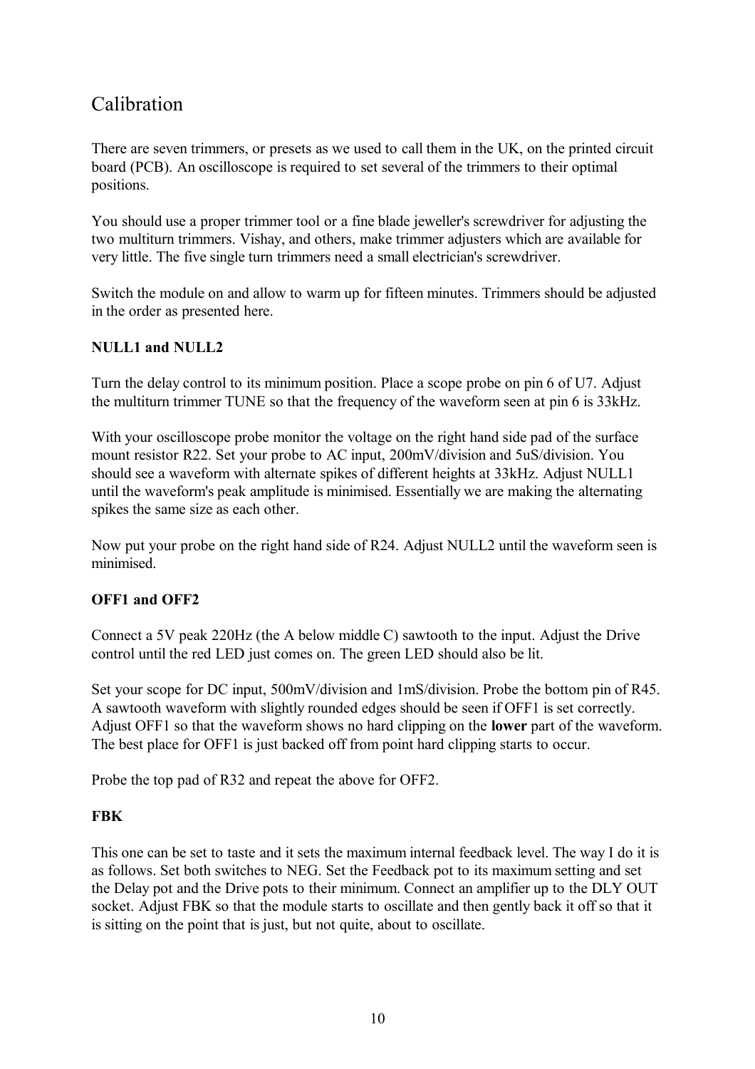## Calibration

There are seven trimmers, or presets as we used to call them in the UK, on the printed circuit board (PCB). An oscilloscope is required to set several of the trimmers to their optimal positions.

You should use a proper trimmer tool or a fine blade jeweller's screwdriver for adjusting the two multiturn trimmers. Vishay, and others, make trimmer adjusters which are available for very little. The five single turn trimmers need a small electrician's screwdriver.

Switch the module on and allow to warm up for fifteen minutes. Trimmers should be adjusted in the order as presented here.

**NULL1 and NULL2**

Turn the delay control to its minimum position. Place a scope probe on pin 6 of U7. Adjust the multiturn trimmer TUNE so that the frequency of the waveform seen at pin 6 is 33kHz.

With your oscilloscope probe monitor the voltage on the right hand side pad of the surface mount resistor R22. Set your probe to AC input, 200mV/division and 5uS/division. You should see a waveform with alternate spikes of different heights at 33kHz. Adjust NULL1 until the waveform's peak amplitude is minimised. Essentially we are making the alternating spikes the same size as each other.

Now put your probe on the right hand side of R24. Adjust NULL2 until the waveform seen is minimised.

**OFF1 and OFF2**

Connect a 5V peak 220Hz (the A below middle C) sawtooth to the input. Adjust the Drive control until the red LED just comes on. The green LED should also be lit.

Set your scope for DC input, 500mV/division and 1mS/division. Probe the bottom pin of R45. A sawtooth waveform with slightly rounded edges should be seen if OFF1 is set correctly. Adjust OFF1 so that the waveform shows no hard clipping on the **lower** part of the waveform. The best place for OFF1 is just backed off from point hard clipping starts to occur.

Probe the top pad of R32 and repeat the above for OFF2.

**FBK**

This one can be set to taste and it sets the maximum internal feedback level. The way I do it is as follows. Set both switches to NEG. Set the Feedback pot to its maximum setting and set the Delay pot and the Drive pots to their minimum. Connect an amplifier up to the DLY OUT socket. Adjust FBK so that the module starts to oscillate and then gently back it off so that it is sitting on the point that is just, but not quite, about to oscillate.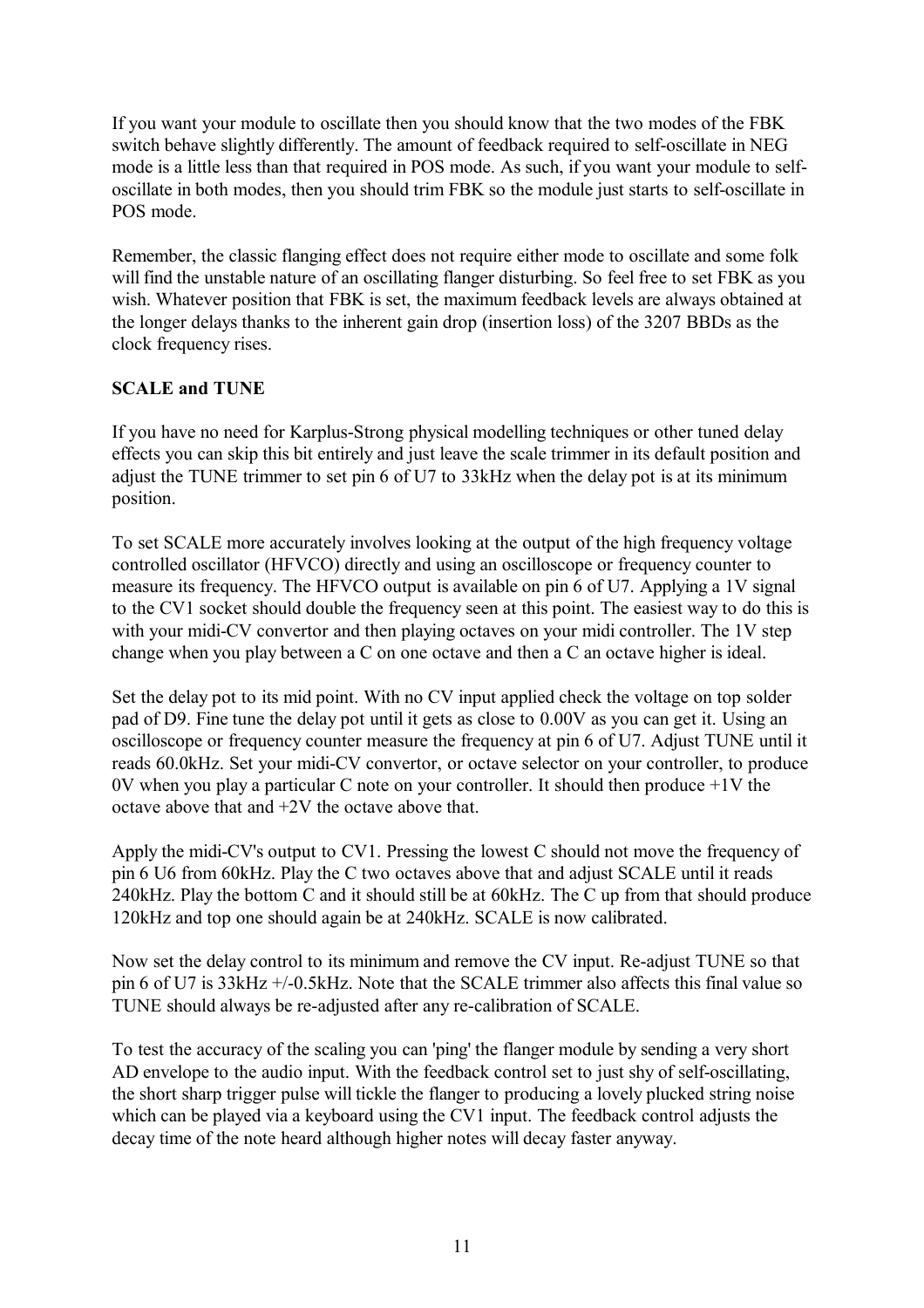If you want your module to oscillate then you should know that the two modes of the FBK switch behave slightly differently. The amount of feedback required to self-oscillate in NEG mode is a little less than that required in POS mode. As such, if you want your module to self-oscillate in both modes, then you should trim FBK so the module just starts to self-oscillate in POS mode.

Remember, the classic flanging effect does not require either mode to oscillate and some folk will find the unstable nature of an oscillating flanger disturbing. So feel free to set FBK as you wish. Whatever position that FBK is set, the maximum feedback levels are always obtained at the longer delays thanks to the inherent gain drop (insertion loss) of the 3207 BBDs as the clock frequency rises.

**SCALE and TUNE**

If you have no need for Karplus-Strong physical modelling techniques or other tuned delay effects you can skip this bit entirely and just leave the scale trimmer in its default position and adjust the TUNE trimmer to set pin 6 of U7 to 33kHz when the delay pot is at its minimum position.

To set SCALE more accurately involves looking at the output of the high frequency voltage controlled oscillator (HFVCO) directly and using an oscilloscope or frequency counter to measure its frequency. The HFVCO output is available on pin 6 of U7. Applying a 1V signal to the CV1 socket should double the frequency seen at this point. The easiest way to do this is with your midi-CV convertor and then playing octaves on your midi controller. The 1V step change when you play between a C on one octave and then a C an octave higher is ideal.

Set the delay pot to its mid point. With no CV input applied check the voltage on top solder pad of D9. Fine tune the delay pot until it gets as close to 0.00V as you can get it. Using an oscilloscope or frequency counter measure the frequency at pin 6 of U7. Adjust TUNE until it reads 60.0kHz. Set your midi-CV convertor, or octave selector on your controller, to produce 0V when you play a particular C note on your controller. It should then produce +1V the octave above that and +2V the octave above that.

Apply the midi-CV's output to CV1. Pressing the lowest C should not move the frequency of pin 6 U6 from 60kHz. Play the C two octaves above that and adjust SCALE until it reads 240kHz. Play the bottom C and it should still be at 60kHz. The C up from that should produce 120kHz and top one should again be at 240kHz. SCALE is now calibrated.

Now set the delay control to its minimum and remove the CV input. Re-adjust TUNE so that pin 6 of U7 is 33kHz +/-0.5kHz. Note that the SCALE trimmer also affects this final value so TUNE should always be re-adjusted after any re-calibration of SCALE.

To test the accuracy of the scaling you can 'ping' the flanger module by sending a very short AD envelope to the audio input. With the feedback control set to just shy of self-oscillating, the short sharp trigger pulse will tickle the flanger to producing a lovely plucked string noise which can be played via a keyboard using the CV1 input. The feedback control adjusts the decay time of the note heard although higher notes will decay faster anyway.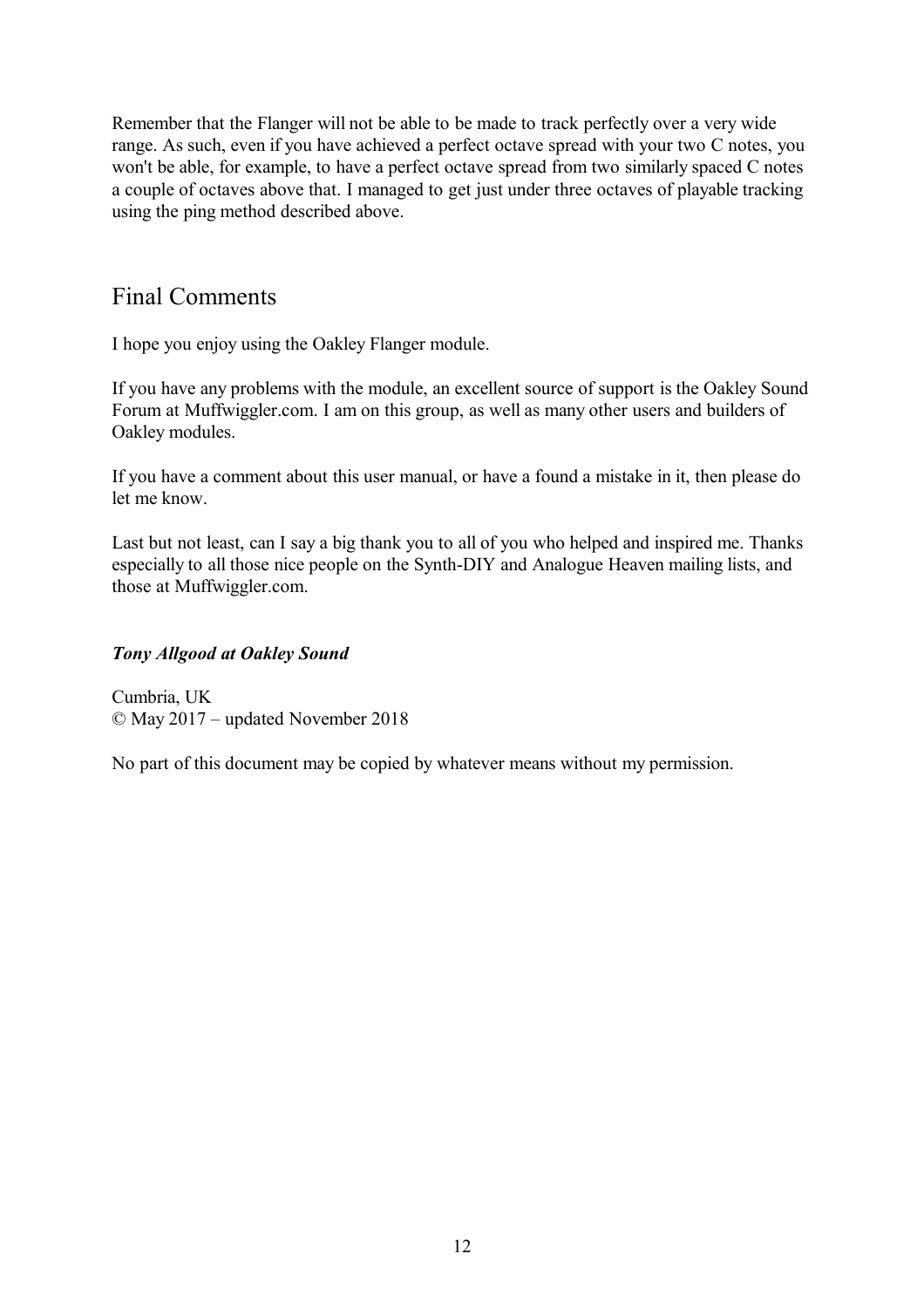Remember that the Flanger will not be able to be made to track perfectly over a very wide range. As such, even if you have achieved a perfect octave spread with your two C notes, you won't be able, for example, to have a perfect octave spread from two similarly spaced C notes a couple of octaves above that. I managed to get just under three octaves of playable tracking using the ping method described above.

## Final Comments

I hope you enjoy using the Oakley Flanger module.

If you have any problems with the module, an excellent source of support is the Oakley Sound Forum at Muffwiggler.com. I am on this group, as well as many other users and builders of Oakley modules.

If you have a comment about this user manual, or have a found a mistake in it, then please do let me know.

Last but not least, can I say a big thank you to all of you who helped and inspired me. Thanks especially to all those nice people on the Synth-DIY and Analogue Heaven mailing lists, and those at Muffwiggler.com.

***Tony Allgood at Oakley Sound***

Cumbria, UK
© May 2017 – updated November 2018

No part of this document may be copied by whatever means without my permission.